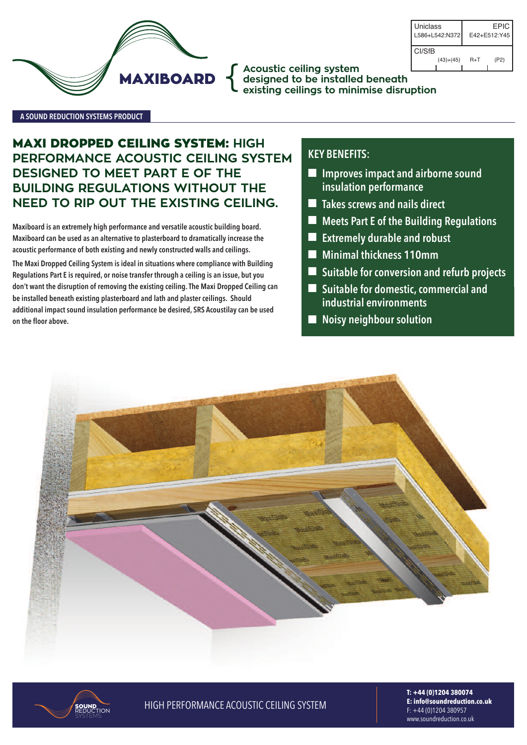| Uniclass | EPIC |
|---|---|
| L586+L542:N372 | E42+E512:Y45 |

| CI/SfB | | |
|---|---|---|
| (43)+(45) | R+T | (P2) |

# MAXIBOARD

Acoustic ceiling system designed to be installed beneath existing ceilings to minimise disruption

A SOUND REDUCTION SYSTEMS PRODUCT

## MAXI DROPPED CEILING SYSTEM: HIGH PERFORMANCE ACOUSTIC CEILING SYSTEM DESIGNED TO MEET PART E OF THE BUILDING REGULATIONS WITHOUT THE NEED TO RIP OUT THE EXISTING CEILING.

**Maxiboard is an extremely high performance and versatile acoustic building board. Maxiboard can be used as an alternative to plasterboard to dramatically increase the acoustic performance of both existing and newly constructed walls and ceilings.**

**The Maxi Dropped Ceiling System is ideal in situations where compliance with Building Regulations Part E is required, or noise transfer through a ceiling is an issue, but you don't want the disruption of removing the existing ceiling. The Maxi Dropped Ceiling can be installed beneath existing plasterboard and lath and plaster ceilings. Should additional impact sound insulation performance be desired, SRS Acoustilay can be used on the floor above.**

### KEY BENEFITS:

- Improves impact and airborne sound insulation performance
- Takes screws and nails direct
- Meets Part E of the Building Regulations
- Extremely durable and robust
- Minimal thickness 110mm
- Suitable for conversion and refurb projects
- Suitable for domestic, commercial and industrial environments
- Noisy neighbour solution

HIGH PERFORMANCE ACOUSTIC CEILING SYSTEM

**T: +44 (0)1204 380074**
**E: info@soundreduction.co.uk**
F: +44 (0)1204 380957
www.soundreduction.co.uk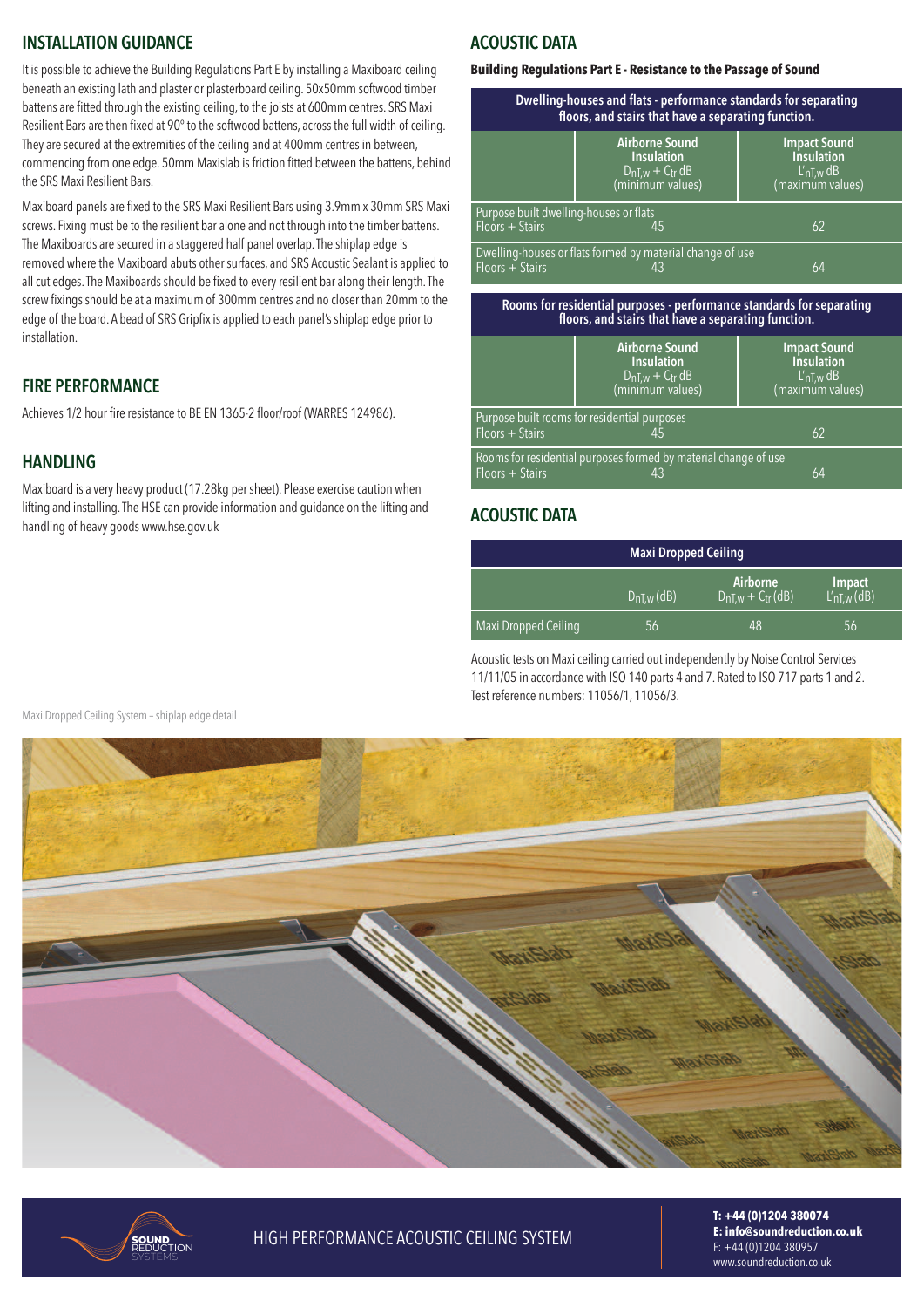## INSTALLATION GUIDANCE

It is possible to achieve the Building Regulations Part E by installing a Maxiboard ceiling beneath an existing lath and plaster or plasterboard ceiling. 50x50mm softwood timber battens are fitted through the existing ceiling, to the joists at 600mm centres. SRS Maxi Resilient Bars are then fixed at 90° to the softwood battens, across the full width of ceiling. They are secured at the extremities of the ceiling and at 400mm centres in between, commencing from one edge. 50mm Maxislab is friction fitted between the battens, behind the SRS Maxi Resilient Bars.

Maxiboard panels are fixed to the SRS Maxi Resilient Bars using 3.9mm x 30mm SRS Maxi screws. Fixing must be to the resilient bar alone and not through into the timber battens. The Maxiboards are secured in a staggered half panel overlap. The shiplap edge is removed where the Maxiboard abuts other surfaces, and SRS Acoustic Sealant is applied to all cut edges. The Maxiboards should be fixed to every resilient bar along their length. The screw fixings should be at a maximum of 300mm centres and no closer than 20mm to the edge of the board. A bead of SRS Gripfix is applied to each panel's shiplap edge prior to installation.

## FIRE PERFORMANCE

Achieves 1/2 hour fire resistance to BE EN 1365-2 floor/roof (WARRES 124986).

## HANDLING

Maxiboard is a very heavy product (17.28kg per sheet). Please exercise caution when lifting and installing. The HSE can provide information and guidance on the lifting and handling of heavy goods www.hse.gov.uk

## ACOUSTIC DATA

**Building Regulations Part E - Resistance to the Passage of Sound**

**Dwelling-houses and flats - performance standards for separating floors, and stairs that have a separating function.**

| | Airborne Sound Insulation $D_{nT,w} + C_{tr}$ dB (minimum values) | Impact Sound Insulation $L'_{nT,w}$ dB (maximum values) |
|---|---|---|
| Purpose built dwelling-houses or flats<br>Floors + Stairs | 45 | 62 |
| Dwelling-houses or flats formed by material change of use<br>Floors + Stairs | 43 | 64 |

**Rooms for residential purposes - performance standards for separating floors, and stairs that have a separating function.**

| | Airborne Sound Insulation $D_{nT,w} + C_{tr}$ dB (minimum values) | Impact Sound Insulation $L'_{nT,w}$ dB (maximum values) |
|---|---|---|
| Purpose built rooms for residential purposes<br>Floors + Stairs | 45 | 62 |
| Rooms for residential purposes formed by material change of use<br>Floors + Stairs | 43 | 64 |

## ACOUSTIC DATA

**Maxi Dropped Ceiling**

| | $D_{nT,w}$ (dB) | Airborne $D_{nT,w} + C_{tr}$ (dB) | Impact $L'_{nT,w}$ (dB) |
|---|---|---|---|
| Maxi Dropped Ceiling | 56 | 48 | 56 |

Acoustic tests on Maxi ceiling carried out independently by Noise Control Services 11/11/05 in accordance with ISO 140 parts 4 and 7. Rated to ISO 717 parts 1 and 2. Test reference numbers: 11056/1, 11056/3.

Maxi Dropped Ceiling System – shiplap edge detail

HIGH PERFORMANCE ACOUSTIC CEILING SYSTEM

**T: +44 (0)1204 380074**
**E: info@soundreduction.co.uk**
F: +44 (0)1204 380957
www.soundreduction.co.uk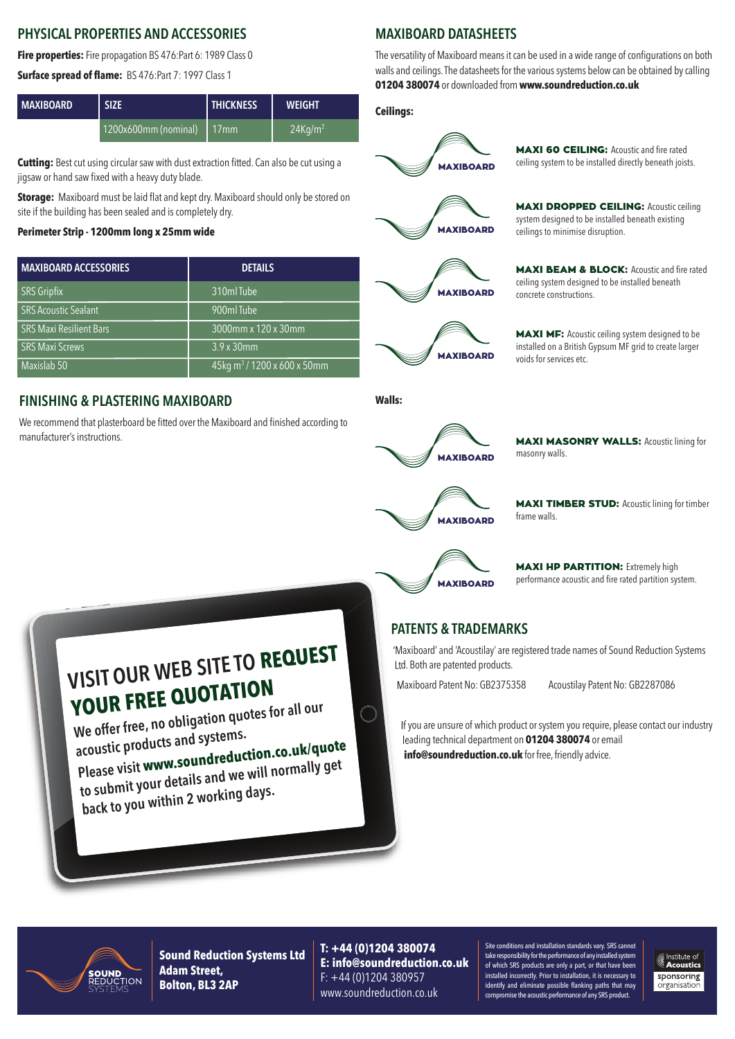## PHYSICAL PROPERTIES AND ACCESSORIES

**Fire properties:** Fire propagation BS 476:Part 6: 1989 Class 0

**Surface spread of flame:** BS 476:Part 7: 1997 Class 1

| MAXIBOARD | SIZE | THICKNESS | WEIGHT |
|---|---|---|---|
| | 1200x600mm (nominal) | 17mm | 24Kg/m$^2$ |

**Cutting:** Best cut using circular saw with dust extraction fitted. Can also be cut using a jigsaw or hand saw fixed with a heavy duty blade.

**Storage:** Maxiboard must be laid flat and kept dry. Maxiboard should only be stored on site if the building has been sealed and is completely dry.

**Perimeter Strip - 1200mm long x 25mm wide**

| MAXIBOARD ACCESSORIES | DETAILS |
|---|---|
| SRS Gripfix | 310ml Tube |
| SRS Acoustic Sealant | 900ml Tube |
| SRS Maxi Resilient Bars | 3000mm x 120 x 30mm |
| SRS Maxi Screws | 3.9 x 30mm |
| Maxislab 50 | 45kg m$^3$ / 1200 x 600 x 50mm |

## FINISHING & PLASTERING MAXIBOARD

We recommend that plasterboard be fitted over the Maxiboard and finished according to manufacturer's instructions.

## MAXIBOARD DATASHEETS

The versatility of Maxiboard means it can be used in a wide range of configurations on both walls and ceilings. The datasheets for the various systems below can be obtained by calling **01204 380074** or downloaded from **www.soundreduction.co.uk**

**Ceilings:**

**MAXI 60 CEILING:** Acoustic and fire rated ceiling system to be installed directly beneath joists.

**MAXI DROPPED CEILING:** Acoustic ceiling system designed to be installed beneath existing ceilings to minimise disruption.

**MAXI BEAM & BLOCK:** Acoustic and fire rated ceiling system designed to be installed beneath concrete constructions.

**MAXI MF:** Acoustic ceiling system designed to be installed on a British Gypsum MF grid to create larger voids for services etc.

**Walls:**

**MAXI MASONRY WALLS:** Acoustic lining for masonry walls.

**MAXI TIMBER STUD:** Acoustic lining for timber frame walls.

**MAXI HP PARTITION:** Extremely high performance acoustic and fire rated partition system.

## VISIT OUR WEB SITE TO REQUEST YOUR FREE QUOTATION

We offer free, no obligation quotes for all our acoustic products and systems.
Please visit **www.soundreduction.co.uk/quote** to submit your details and we will normally get back to you within 2 working days.

## PATENTS & TRADEMARKS

'Maxiboard' and 'Acoustilay' are registered trade names of Sound Reduction Systems Ltd. Both are patented products.

Maxiboard Patent No: GB2375358 Acoustilay Patent No: GB2287086

If you are unsure of which product or system you require, please contact our industry leading technical department on **01204 380074** or email **info@soundreduction.co.uk** for free, friendly advice.

**Sound Reduction Systems Ltd**
**Adam Street,**
**Bolton, BL3 2AP**

**T: +44 (0)1204 380074**
**E: info@soundreduction.co.uk**
F: +44 (0)1204 380957
www.soundreduction.co.uk

Site conditions and installation standards vary. SRS cannot take responsibility for the performance of any installed system of which SRS products are only a part, or that have been installed incorrectly. Prior to installation, it is necessary to identify and eliminate possible flanking paths that may compromise the acoustic performance of any SRS product.

Institute of Acoustics sponsoring organisation